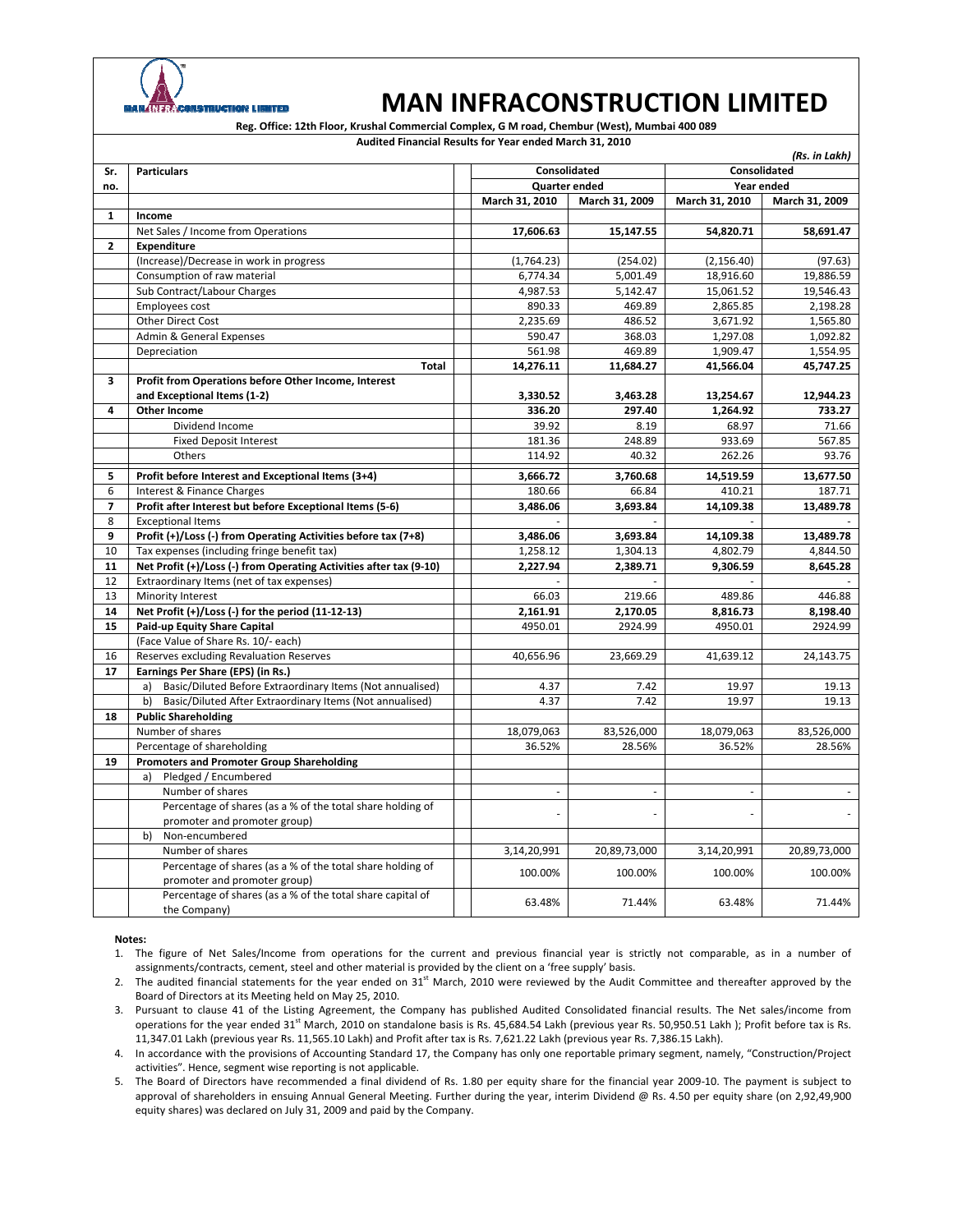# MAN INFRACONSTRUCTION LIMITED

**Reg. Office: 12th Floor, Krushal Commercial Complex, G M road, Chembur (West), Mumbai 400 089**

**Audited Financial Results for Year ended March 31, 2010**

*(Rs. in Lakh)*

| Sr. no. | Particulars | Consolidated | | Consolidated | |
|---|---|---|---|---|---|
| | | Quarter ended | | Year ended | |
| | | March 31, 2010 | March 31, 2009 | March 31, 2010 | March 31, 2009 |
| **1** | **Income** | | | | |
| | Net Sales / Income from Operations | **17,606.63** | **15,147.55** | **54,820.71** | **58,691.47** |
| **2** | **Expenditure** | | | | |
| | (Increase)/Decrease in work in progress | (1,764.23) | (254.02) | (2,156.40) | (97.63) |
| | Consumption of raw material | 6,774.34 | 5,001.49 | 18,916.60 | 19,886.59 |
| | Sub Contract/Labour Charges | 4,987.53 | 5,142.47 | 15,061.52 | 19,546.43 |
| | Employees cost | 890.33 | 469.89 | 2,865.85 | 2,198.28 |
| | Other Direct Cost | 2,235.69 | 486.52 | 3,671.92 | 1,565.80 |
| | Admin & General Expenses | 590.47 | 368.03 | 1,297.08 | 1,092.82 |
| | Depreciation | 561.98 | 469.89 | 1,909.47 | 1,554.95 |
| | **Total** | **14,276.11** | **11,684.27** | **41,566.04** | **45,747.25** |
| **3** | **Profit from Operations before Other Income, Interest and Exceptional Items (1-2)** | **3,330.52** | **3,463.28** | **13,254.67** | **12,944.23** |
| **4** | **Other Income** | **336.20** | **297.40** | **1,264.92** | **733.27** |
| | Dividend Income | 39.92 | 8.19 | 68.97 | 71.66 |
| | Fixed Deposit Interest | 181.36 | 248.89 | 933.69 | 567.85 |
| | Others | 114.92 | 40.32 | 262.26 | 93.76 |
| **5** | **Profit before Interest and Exceptional Items (3+4)** | **3,666.72** | **3,760.68** | **14,519.59** | **13,677.50** |
| 6 | Interest & Finance Charges | 180.66 | 66.84 | 410.21 | 187.71 |
| **7** | **Profit after Interest but before Exceptional Items (5-6)** | **3,486.06** | **3,693.84** | **14,109.38** | **13,489.78** |
| 8 | Exceptional Items | - | - | - | - |
| **9** | **Profit (+)/Loss (-) from Operating Activities before tax (7+8)** | **3,486.06** | **3,693.84** | **14,109.38** | **13,489.78** |
| 10 | Tax expenses (including fringe benefit tax) | 1,258.12 | 1,304.13 | 4,802.79 | 4,844.50 |
| **11** | **Net Profit (+)/Loss (-) from Operating Activities after tax (9-10)** | **2,227.94** | **2,389.71** | **9,306.59** | **8,645.28** |
| 12 | Extraordinary Items (net of tax expenses) | - | - | - | - |
| 13 | Minority Interest | 66.03 | 219.66 | 489.86 | 446.88 |
| **14** | **Net Profit (+)/Loss (-) for the period (11-12-13)** | **2,161.91** | **2,170.05** | **8,816.73** | **8,198.40** |
| **15** | **Paid-up Equity Share Capital** | 4950.01 | 2924.99 | 4950.01 | 2924.99 |
| | (Face Value of Share Rs. 10/- each) | | | | |
| 16 | Reserves excluding Revaluation Reserves | 40,656.96 | 23,669.29 | 41,639.12 | 24,143.75 |
| **17** | **Earnings Per Share (EPS) (in Rs.)** | | | | |
| | a) Basic/Diluted Before Extraordinary Items (Not annualised) | 4.37 | 7.42 | 19.97 | 19.13 |
| | b) Basic/Diluted After Extraordinary Items (Not annualised) | 4.37 | 7.42 | 19.97 | 19.13 |
| **18** | **Public Shareholding** | | | | |
| | Number of shares | 18,079,063 | 83,526,000 | 18,079,063 | 83,526,000 |
| | Percentage of shareholding | 36.52% | 28.56% | 36.52% | 28.56% |
| **19** | **Promoters and Promoter Group Shareholding** | | | | |
| | a) Pledged / Encumbered | | | | |
| | Number of shares | - | - | - | - |
| | Percentage of shares (as a % of the total share holding of promoter and promoter group) | - | - | - | - |
| | b) Non-encumbered | | | | |
| | Number of shares | 3,14,20,991 | 20,89,73,000 | 3,14,20,991 | 20,89,73,000 |
| | Percentage of shares (as a % of the total share holding of promoter and promoter group) | 100.00% | 100.00% | 100.00% | 100.00% |
| | Percentage of shares (as a % of the total share capital of the Company) | 63.48% | 71.44% | 63.48% | 71.44% |

**Notes:**

1. The figure of Net Sales/Income from operations for the current and previous financial year is strictly not comparable, as in a number of assignments/contracts, cement, steel and other material is provided by the client on a 'free supply' basis.
2. The audited financial statements for the year ended on 31st March, 2010 were reviewed by the Audit Committee and thereafter approved by the Board of Directors at its Meeting held on May 25, 2010.
3. Pursuant to clause 41 of the Listing Agreement, the Company has published Audited Consolidated financial results. The Net sales/income from operations for the year ended 31st March, 2010 on standalone basis is Rs. 45,684.54 Lakh (previous year Rs. 50,950.51 Lakh ); Profit before tax is Rs. 11,347.01 Lakh (previous year Rs. 11,565.10 Lakh) and Profit after tax is Rs. 7,621.22 Lakh (previous year Rs. 7,386.15 Lakh).
4. In accordance with the provisions of Accounting Standard 17, the Company has only one reportable primary segment, namely, "Construction/Project activities". Hence, segment wise reporting is not applicable.
5. The Board of Directors have recommended a final dividend of Rs. 1.80 per equity share for the financial year 2009-10. The payment is subject to approval of shareholders in ensuing Annual General Meeting. Further during the year, interim Dividend @ Rs. 4.50 per equity share (on 2,92,49,900 equity shares) was declared on July 31, 2009 and paid by the Company.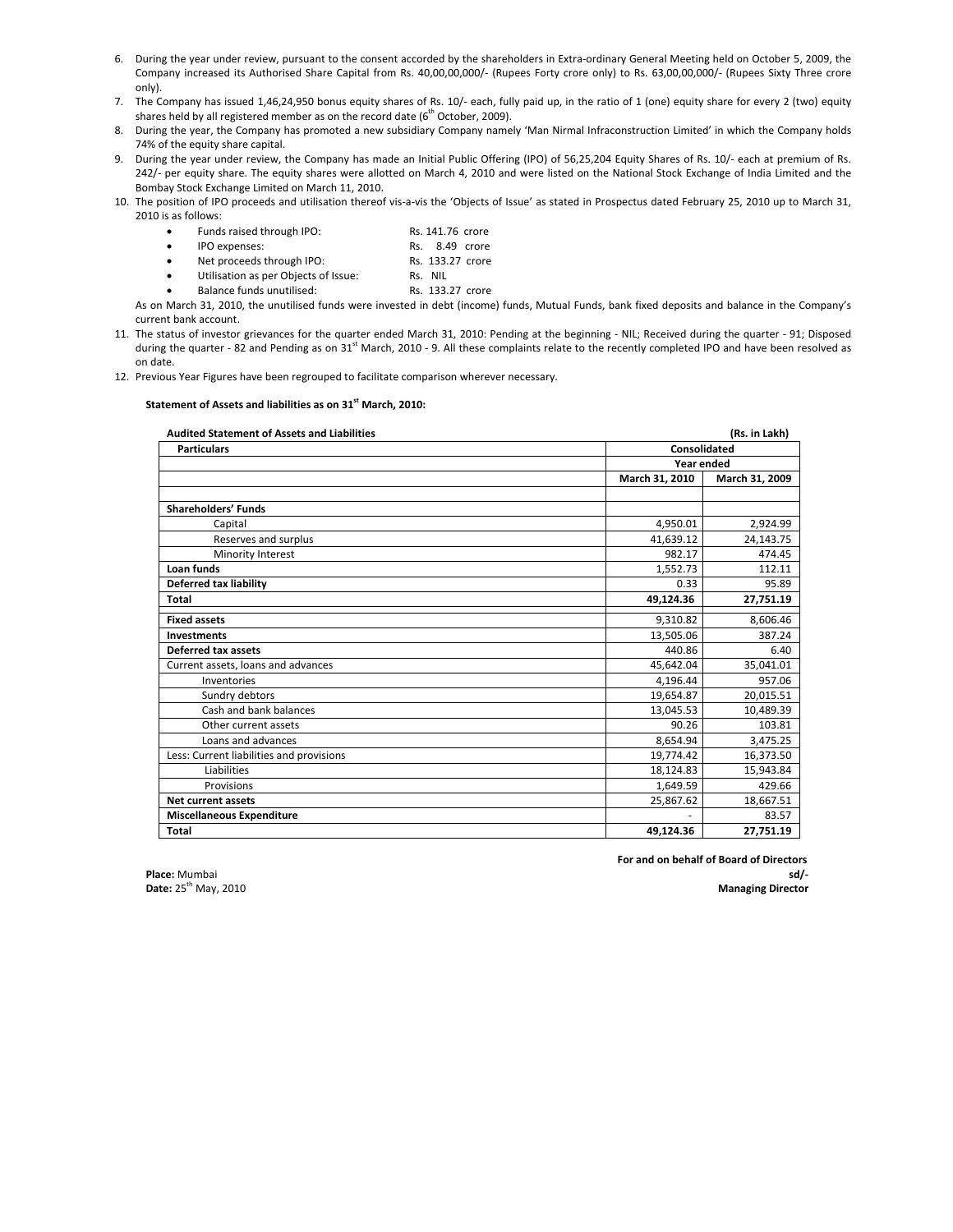6. During the year under review, pursuant to the consent accorded by the shareholders in Extra-ordinary General Meeting held on October 5, 2009, the Company increased its Authorised Share Capital from Rs. 40,00,00,000/- (Rupees Forty crore only) to Rs. 63,00,00,000/- (Rupees Sixty Three crore only).
7. The Company has issued 1,46,24,950 bonus equity shares of Rs. 10/- each, fully paid up, in the ratio of 1 (one) equity share for every 2 (two) equity shares held by all registered member as on the record date (6th October, 2009).
8. During the year, the Company has promoted a new subsidiary Company namely 'Man Nirmal Infraconstruction Limited' in which the Company holds 74% of the equity share capital.
9. During the year under review, the Company has made an Initial Public Offering (IPO) of 56,25,204 Equity Shares of Rs. 10/- each at premium of Rs. 242/- per equity share. The equity shares were allotted on March 4, 2010 and were listed on the National Stock Exchange of India Limited and the Bombay Stock Exchange Limited on March 11, 2010.
10. The position of IPO proceeds and utilisation thereof vis-a-vis the 'Objects of Issue' as stated in Prospectus dated February 25, 2010 up to March 31, 2010 is as follows:
    - Funds raised through IPO: Rs. 141.76 crore
    - IPO expenses: Rs. 8.49 crore
    - Net proceeds through IPO: Rs. 133.27 crore
    - Utilisation as per Objects of Issue: Rs. NIL
    - Balance funds unutilised: Rs. 133.27 crore

    As on March 31, 2010, the unutilised funds were invested in debt (income) funds, Mutual Funds, bank fixed deposits and balance in the Company's current bank account.
11. The status of investor grievances for the quarter ended March 31, 2010: Pending at the beginning - NIL; Received during the quarter - 91; Disposed during the quarter - 82 and Pending as on 31st March, 2010 - 9. All these complaints relate to the recently completed IPO and have been resolved as on date.
12. Previous Year Figures have been regrouped to facilitate comparison wherever necessary.

**Statement of Assets and liabilities as on 31st March, 2010:**

**Audited Statement of Assets and Liabilities** **(Rs. in Lakh)**

| Particulars | Consolidated | |
|---|---|---|
| | Year ended | |
| | March 31, 2010 | March 31, 2009 |
| | | |
| **Shareholders' Funds** | | |
| Capital | 4,950.01 | 2,924.99 |
| Reserves and surplus | 41,639.12 | 24,143.75 |
| Minority Interest | 982.17 | 474.45 |
| **Loan funds** | 1,552.73 | 112.11 |
| **Deferred tax liability** | 0.33 | 95.89 |
| **Total** | **49,124.36** | **27,751.19** |
| **Fixed assets** | 9,310.82 | 8,606.46 |
| **Investments** | 13,505.06 | 387.24 |
| **Deferred tax assets** | 440.86 | 6.40 |
| Current assets, loans and advances | 45,642.04 | 35,041.01 |
| Inventories | 4,196.44 | 957.06 |
| Sundry debtors | 19,654.87 | 20,015.51 |
| Cash and bank balances | 13,045.53 | 10,489.39 |
| Other current assets | 90.26 | 103.81 |
| Loans and advances | 8,654.94 | 3,475.25 |
| Less: Current liabilities and provisions | 19,774.42 | 16,373.50 |
| Liabilities | 18,124.83 | 15,943.84 |
| Provisions | 1,649.59 | 429.66 |
| **Net current assets** | 25,867.62 | 18,667.51 |
| **Miscellaneous Expenditure** | - | 83.57 |
| **Total** | **49,124.36** | **27,751.19** |

**For and on behalf of Board of Directors**

**Place:** Mumbai

**Date:** 25th May, 2010

**sd/-**

**Managing Director**